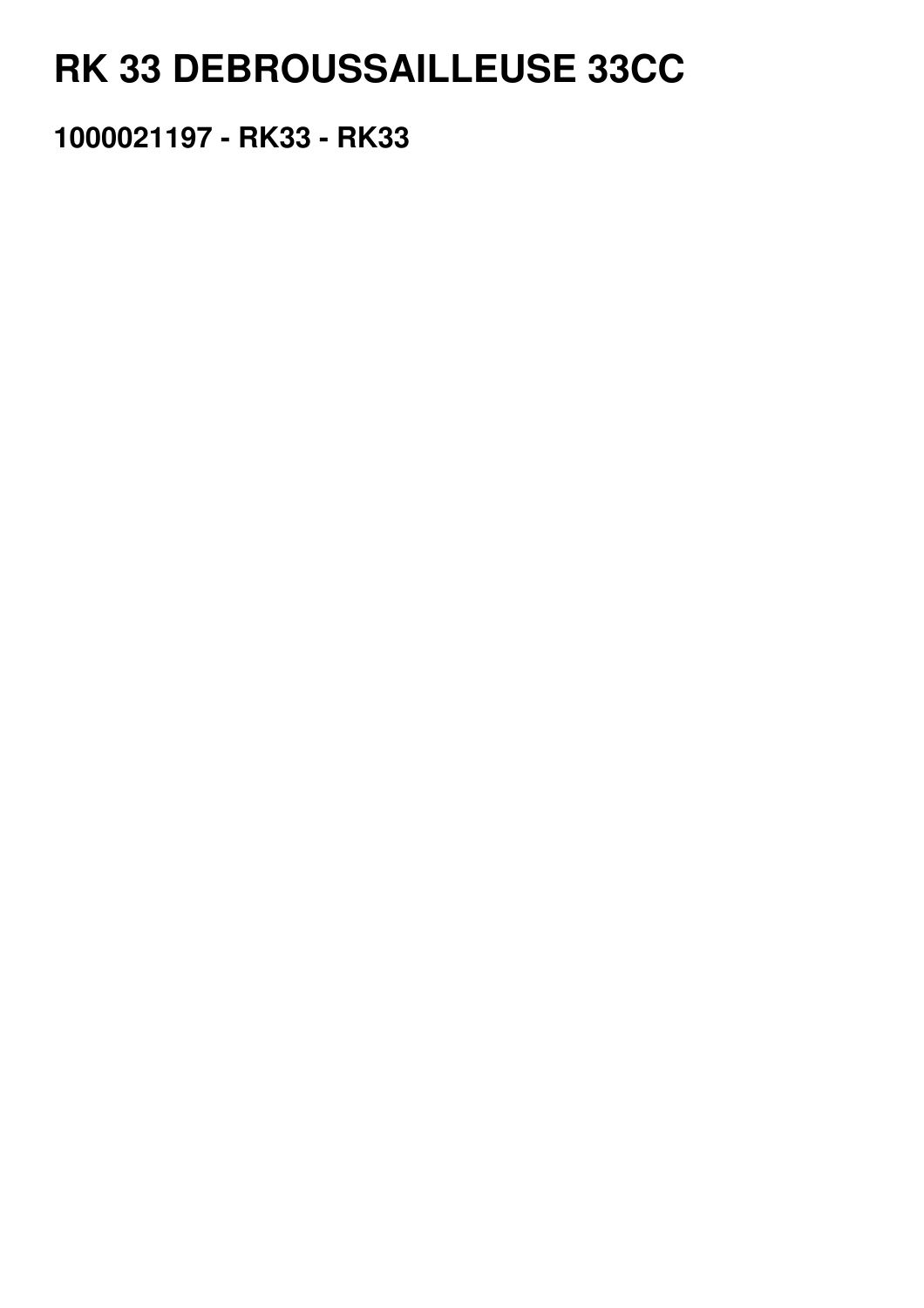# RK 33 DEBROUSSAILLEUSE 33CC

## 1000021197 - RK33 - RK33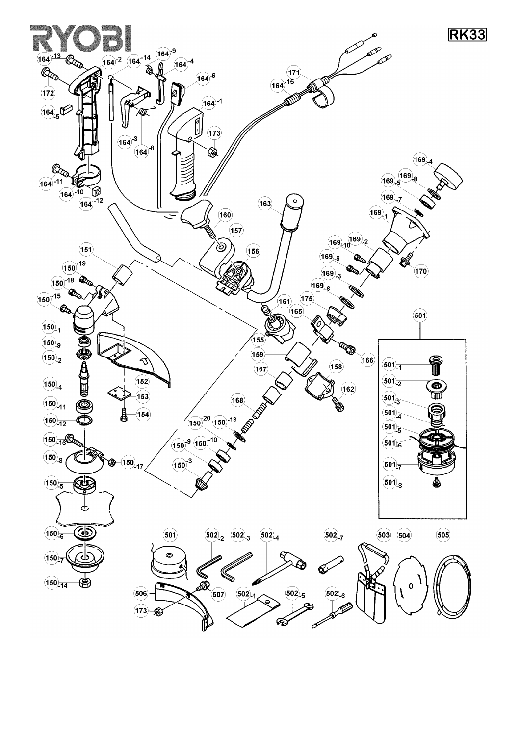# RYOBI

**RK33**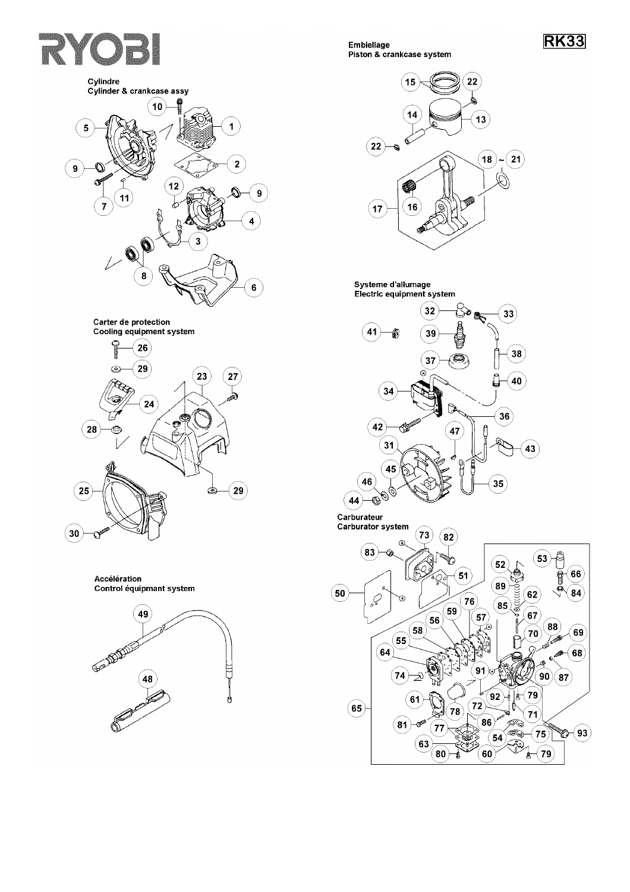# RYOBI

RK33

## Cylindre
## Cylinder & crankcase assy

1, 2, 3, 4, 5, 6, 7, 8, 9, 10, 11, 12

## Carter de protection
## Cooling equipment system

23, 24, 25, 26, 27, 28, 29, 30

## Accélération
## Control équipmant system

48, 49

## Embiellage
## Piston & crankcase system

13, 14, 15, 16, 17, 18 ~ 21, 22

## Systeme d'allumage
## Electric equipment system

31, 32, 33, 34, 35, 36, 37, 38, 39, 40, 41, 42, 43, 44, 45, 46, 47

## Carburateur
## Carburator system

50, 51, 52, 53, 54, 55, 56, 57, 58, 59, 60, 61, 62, 63, 64, 65, 66, 67, 68, 69, 70, 71, 72, 73, 74, 75, 76, 77, 78, 79, 80, 81, 82, 83, 84, 85, 86, 87, 88, 89, 90, 91, 92, 93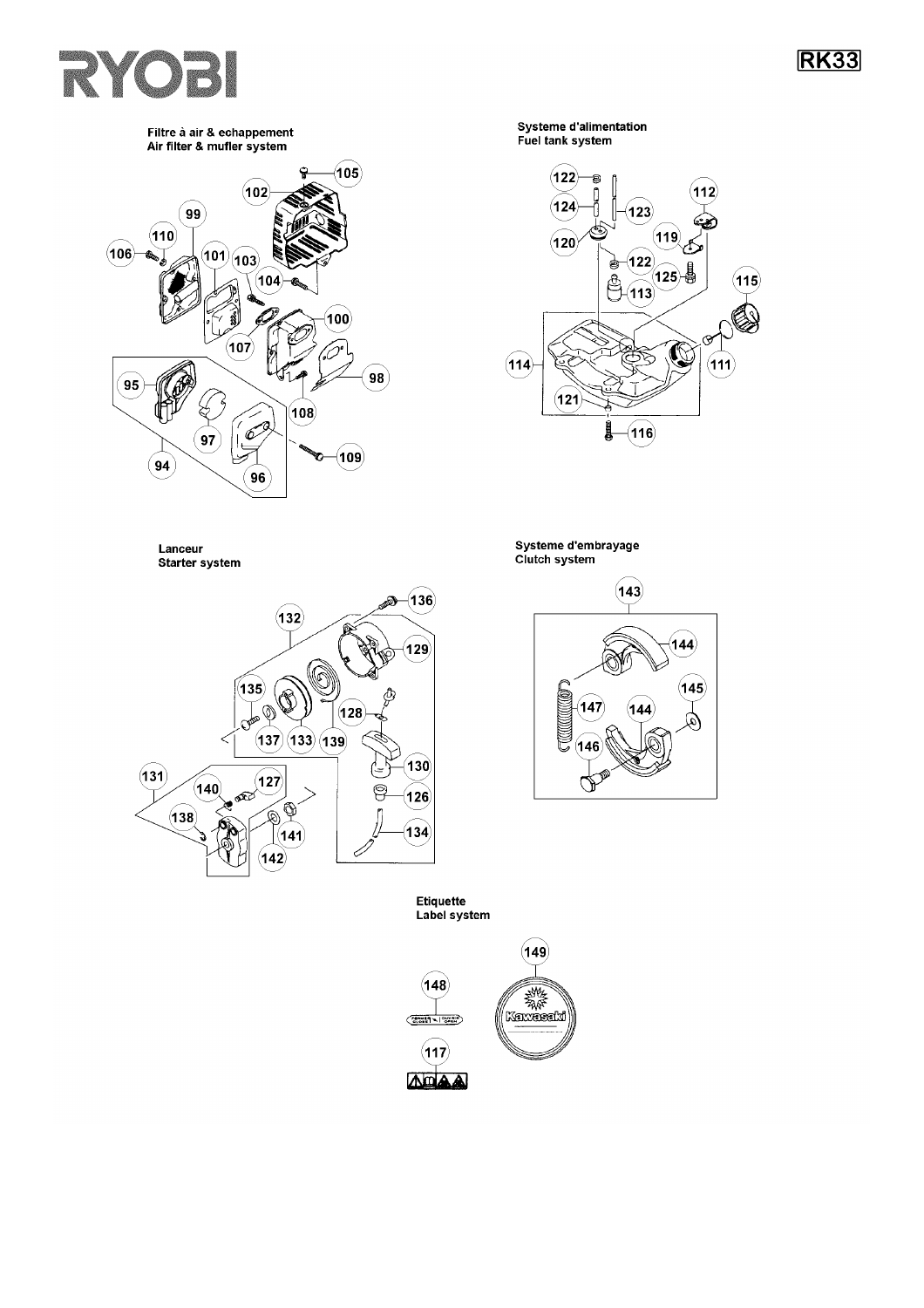RYOBI

RK33

## Filtre à air & echappement
## Air filter & mufler system

105, 102, 99, 110, 106, 101, 103, 104, 100, 107, 95, 98, 108, 94, 97, 96, 109

## Systeme d'alimentation
## Fuel tank system

122, 124, 123, 112, 120, 119, 122, 125, 115, 113, 114, 111, 121, 116

## Lanceur
## Starter system

132, 136, 129, 135, 128, 137, 133, 139, 131, 140, 127, 130, 138, 126, 141, 142, 134

## Systeme d'embrayage
## Clutch system

143, 144, 145, 147, 144, 146

## Etiquette
## Label system

148, 149, 117

FERMER CLOSED | OUVRIR OPEN

Kawasaki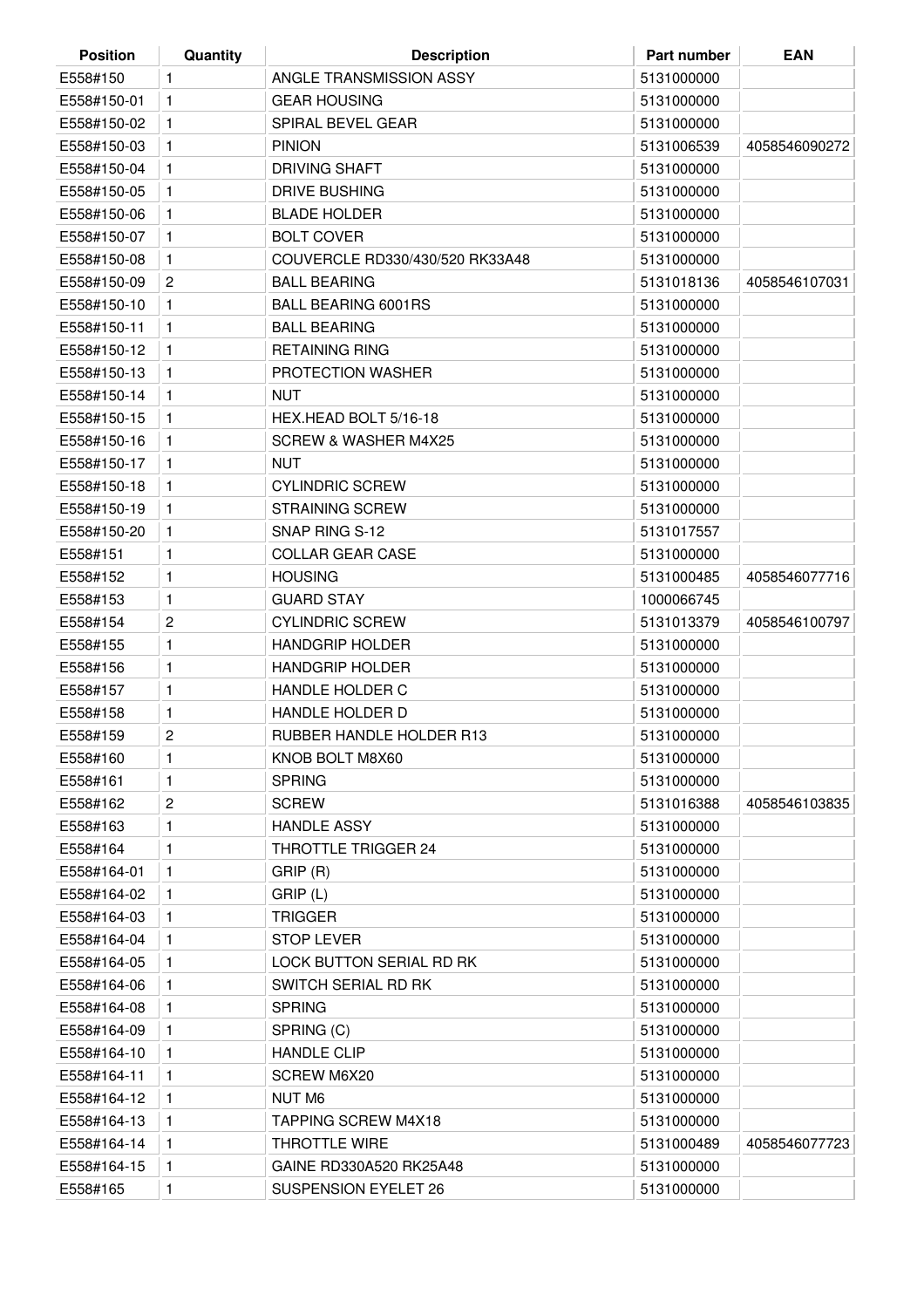| Position | Quantity | Description | Part number | EAN |
|---|---|---|---|---|
| E558#150 | 1 | ANGLE TRANSMISSION ASSY | 5131000000 | |
| E558#150-01 | 1 | GEAR HOUSING | 5131000000 | |
| E558#150-02 | 1 | SPIRAL BEVEL GEAR | 5131000000 | |
| E558#150-03 | 1 | PINION | 5131006539 | 4058546090272 |
| E558#150-04 | 1 | DRIVING SHAFT | 5131000000 | |
| E558#150-05 | 1 | DRIVE BUSHING | 5131000000 | |
| E558#150-06 | 1 | BLADE HOLDER | 5131000000 | |
| E558#150-07 | 1 | BOLT COVER | 5131000000 | |
| E558#150-08 | 1 | COUVERCLE RD330/430/520 RK33A48 | 5131000000 | |
| E558#150-09 | 2 | BALL BEARING | 5131018136 | 4058546107031 |
| E558#150-10 | 1 | BALL BEARING 6001RS | 5131000000 | |
| E558#150-11 | 1 | BALL BEARING | 5131000000 | |
| E558#150-12 | 1 | RETAINING RING | 5131000000 | |
| E558#150-13 | 1 | PROTECTION WASHER | 5131000000 | |
| E558#150-14 | 1 | NUT | 5131000000 | |
| E558#150-15 | 1 | HEX.HEAD BOLT 5/16-18 | 5131000000 | |
| E558#150-16 | 1 | SCREW & WASHER M4X25 | 5131000000 | |
| E558#150-17 | 1 | NUT | 5131000000 | |
| E558#150-18 | 1 | CYLINDRIC SCREW | 5131000000 | |
| E558#150-19 | 1 | STRAINING SCREW | 5131000000 | |
| E558#150-20 | 1 | SNAP RING S-12 | 5131017557 | |
| E558#151 | 1 | COLLAR GEAR CASE | 5131000000 | |
| E558#152 | 1 | HOUSING | 5131000485 | 4058546077716 |
| E558#153 | 1 | GUARD STAY | 1000066745 | |
| E558#154 | 2 | CYLINDRIC SCREW | 5131013379 | 4058546100797 |
| E558#155 | 1 | HANDGRIP HOLDER | 5131000000 | |
| E558#156 | 1 | HANDGRIP HOLDER | 5131000000 | |
| E558#157 | 1 | HANDLE HOLDER C | 5131000000 | |
| E558#158 | 1 | HANDLE HOLDER D | 5131000000 | |
| E558#159 | 2 | RUBBER HANDLE HOLDER R13 | 5131000000 | |
| E558#160 | 1 | KNOB BOLT M8X60 | 5131000000 | |
| E558#161 | 1 | SPRING | 5131000000 | |
| E558#162 | 2 | SCREW | 5131016388 | 4058546103835 |
| E558#163 | 1 | HANDLE ASSY | 5131000000 | |
| E558#164 | 1 | THROTTLE TRIGGER 24 | 5131000000 | |
| E558#164-01 | 1 | GRIP (R) | 5131000000 | |
| E558#164-02 | 1 | GRIP (L) | 5131000000 | |
| E558#164-03 | 1 | TRIGGER | 5131000000 | |
| E558#164-04 | 1 | STOP LEVER | 5131000000 | |
| E558#164-05 | 1 | LOCK BUTTON SERIAL RD RK | 5131000000 | |
| E558#164-06 | 1 | SWITCH SERIAL RD RK | 5131000000 | |
| E558#164-08 | 1 | SPRING | 5131000000 | |
| E558#164-09 | 1 | SPRING (C) | 5131000000 | |
| E558#164-10 | 1 | HANDLE CLIP | 5131000000 | |
| E558#164-11 | 1 | SCREW M6X20 | 5131000000 | |
| E558#164-12 | 1 | NUT M6 | 5131000000 | |
| E558#164-13 | 1 | TAPPING SCREW M4X18 | 5131000000 | |
| E558#164-14 | 1 | THROTTLE WIRE | 5131000489 | 4058546077723 |
| E558#164-15 | 1 | GAINE RD330A520 RK25A48 | 5131000000 | |
| E558#165 | 1 | SUSPENSION EYELET 26 | 5131000000 | |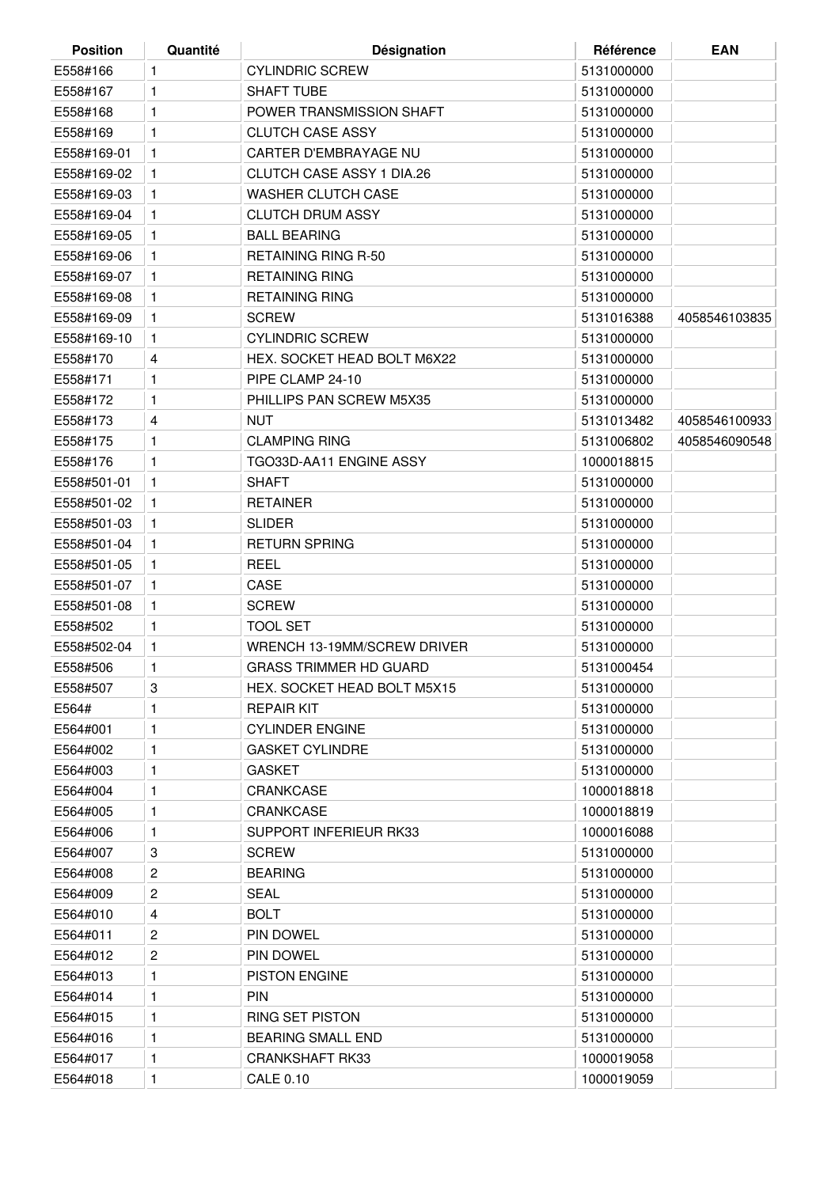| Position | Quantité | Désignation | Référence | EAN |
|---|---|---|---|---|
| E558#166 | 1 | CYLINDRIC SCREW | 5131000000 | |
| E558#167 | 1 | SHAFT TUBE | 5131000000 | |
| E558#168 | 1 | POWER TRANSMISSION SHAFT | 5131000000 | |
| E558#169 | 1 | CLUTCH CASE ASSY | 5131000000 | |
| E558#169-01 | 1 | CARTER D'EMBRAYAGE NU | 5131000000 | |
| E558#169-02 | 1 | CLUTCH CASE ASSY 1 DIA.26 | 5131000000 | |
| E558#169-03 | 1 | WASHER CLUTCH CASE | 5131000000 | |
| E558#169-04 | 1 | CLUTCH DRUM ASSY | 5131000000 | |
| E558#169-05 | 1 | BALL BEARING | 5131000000 | |
| E558#169-06 | 1 | RETAINING RING R-50 | 5131000000 | |
| E558#169-07 | 1 | RETAINING RING | 5131000000 | |
| E558#169-08 | 1 | RETAINING RING | 5131000000 | |
| E558#169-09 | 1 | SCREW | 5131016388 | 4058546103835 |
| E558#169-10 | 1 | CYLINDRIC SCREW | 5131000000 | |
| E558#170 | 4 | HEX. SOCKET HEAD BOLT M6X22 | 5131000000 | |
| E558#171 | 1 | PIPE CLAMP 24-10 | 5131000000 | |
| E558#172 | 1 | PHILLIPS PAN SCREW M5X35 | 5131000000 | |
| E558#173 | 4 | NUT | 5131013482 | 4058546100933 |
| E558#175 | 1 | CLAMPING RING | 5131006802 | 4058546090548 |
| E558#176 | 1 | TGO33D-AA11 ENGINE ASSY | 1000018815 | |
| E558#501-01 | 1 | SHAFT | 5131000000 | |
| E558#501-02 | 1 | RETAINER | 5131000000 | |
| E558#501-03 | 1 | SLIDER | 5131000000 | |
| E558#501-04 | 1 | RETURN SPRING | 5131000000 | |
| E558#501-05 | 1 | REEL | 5131000000 | |
| E558#501-07 | 1 | CASE | 5131000000 | |
| E558#501-08 | 1 | SCREW | 5131000000 | |
| E558#502 | 1 | TOOL SET | 5131000000 | |
| E558#502-04 | 1 | WRENCH 13-19MM/SCREW DRIVER | 5131000000 | |
| E558#506 | 1 | GRASS TRIMMER HD GUARD | 5131000454 | |
| E558#507 | 3 | HEX. SOCKET HEAD BOLT M5X15 | 5131000000 | |
| E564# | 1 | REPAIR KIT | 5131000000 | |
| E564#001 | 1 | CYLINDER ENGINE | 5131000000 | |
| E564#002 | 1 | GASKET CYLINDRE | 5131000000 | |
| E564#003 | 1 | GASKET | 5131000000 | |
| E564#004 | 1 | CRANKCASE | 1000018818 | |
| E564#005 | 1 | CRANKCASE | 1000018819 | |
| E564#006 | 1 | SUPPORT INFERIEUR RK33 | 1000016088 | |
| E564#007 | 3 | SCREW | 5131000000 | |
| E564#008 | 2 | BEARING | 5131000000 | |
| E564#009 | 2 | SEAL | 5131000000 | |
| E564#010 | 4 | BOLT | 5131000000 | |
| E564#011 | 2 | PIN DOWEL | 5131000000 | |
| E564#012 | 2 | PIN DOWEL | 5131000000 | |
| E564#013 | 1 | PISTON ENGINE | 5131000000 | |
| E564#014 | 1 | PIN | 5131000000 | |
| E564#015 | 1 | RING SET PISTON | 5131000000 | |
| E564#016 | 1 | BEARING SMALL END | 5131000000 | |
| E564#017 | 1 | CRANKSHAFT RK33 | 1000019058 | |
| E564#018 | 1 | CALE 0.10 | 1000019059 | |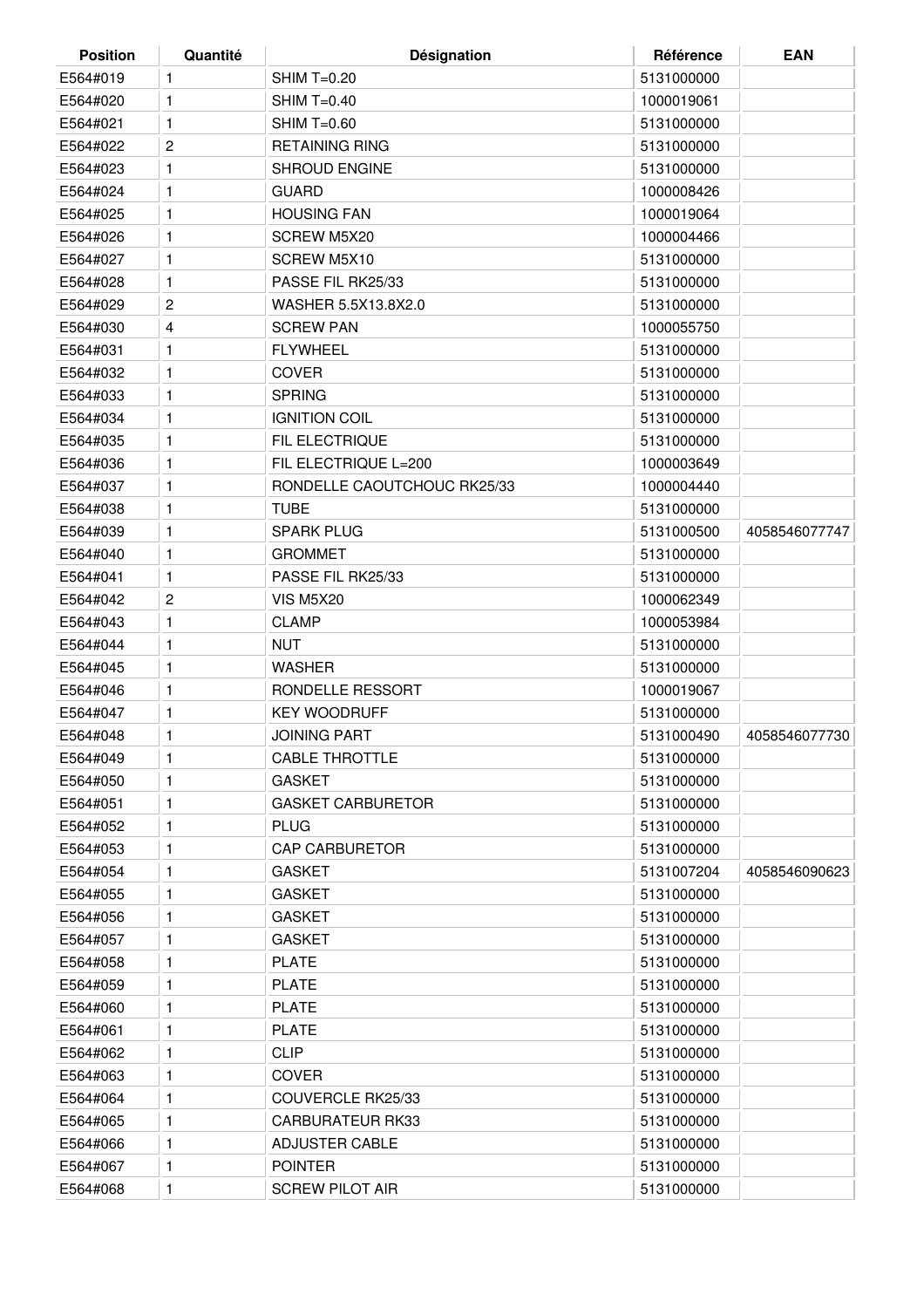| Position | Quantité | Désignation | Référence | EAN |
|---|---|---|---|---|
| E564#019 | 1 | SHIM T=0.20 | 5131000000 | |
| E564#020 | 1 | SHIM T=0.40 | 1000019061 | |
| E564#021 | 1 | SHIM T=0.60 | 5131000000 | |
| E564#022 | 2 | RETAINING RING | 5131000000 | |
| E564#023 | 1 | SHROUD ENGINE | 5131000000 | |
| E564#024 | 1 | GUARD | 1000008426 | |
| E564#025 | 1 | HOUSING FAN | 1000019064 | |
| E564#026 | 1 | SCREW M5X20 | 1000004466 | |
| E564#027 | 1 | SCREW M5X10 | 5131000000 | |
| E564#028 | 1 | PASSE FIL RK25/33 | 5131000000 | |
| E564#029 | 2 | WASHER 5.5X13.8X2.0 | 5131000000 | |
| E564#030 | 4 | SCREW PAN | 1000055750 | |
| E564#031 | 1 | FLYWHEEL | 5131000000 | |
| E564#032 | 1 | COVER | 5131000000 | |
| E564#033 | 1 | SPRING | 5131000000 | |
| E564#034 | 1 | IGNITION COIL | 5131000000 | |
| E564#035 | 1 | FIL ELECTRIQUE | 5131000000 | |
| E564#036 | 1 | FIL ELECTRIQUE L=200 | 1000003649 | |
| E564#037 | 1 | RONDELLE CAOUTCHOUC RK25/33 | 1000004440 | |
| E564#038 | 1 | TUBE | 5131000000 | |
| E564#039 | 1 | SPARK PLUG | 5131000500 | 4058546077747 |
| E564#040 | 1 | GROMMET | 5131000000 | |
| E564#041 | 1 | PASSE FIL RK25/33 | 5131000000 | |
| E564#042 | 2 | VIS M5X20 | 1000062349 | |
| E564#043 | 1 | CLAMP | 1000053984 | |
| E564#044 | 1 | NUT | 5131000000 | |
| E564#045 | 1 | WASHER | 5131000000 | |
| E564#046 | 1 | RONDELLE RESSORT | 1000019067 | |
| E564#047 | 1 | KEY WOODRUFF | 5131000000 | |
| E564#048 | 1 | JOINING PART | 5131000490 | 4058546077730 |
| E564#049 | 1 | CABLE THROTTLE | 5131000000 | |
| E564#050 | 1 | GASKET | 5131000000 | |
| E564#051 | 1 | GASKET CARBURETOR | 5131000000 | |
| E564#052 | 1 | PLUG | 5131000000 | |
| E564#053 | 1 | CAP CARBURETOR | 5131000000 | |
| E564#054 | 1 | GASKET | 5131007204 | 4058546090623 |
| E564#055 | 1 | GASKET | 5131000000 | |
| E564#056 | 1 | GASKET | 5131000000 | |
| E564#057 | 1 | GASKET | 5131000000 | |
| E564#058 | 1 | PLATE | 5131000000 | |
| E564#059 | 1 | PLATE | 5131000000 | |
| E564#060 | 1 | PLATE | 5131000000 | |
| E564#061 | 1 | PLATE | 5131000000 | |
| E564#062 | 1 | CLIP | 5131000000 | |
| E564#063 | 1 | COVER | 5131000000 | |
| E564#064 | 1 | COUVERCLE RK25/33 | 5131000000 | |
| E564#065 | 1 | CARBURATEUR RK33 | 5131000000 | |
| E564#066 | 1 | ADJUSTER CABLE | 5131000000 | |
| E564#067 | 1 | POINTER | 5131000000 | |
| E564#068 | 1 | SCREW PILOT AIR | 5131000000 | |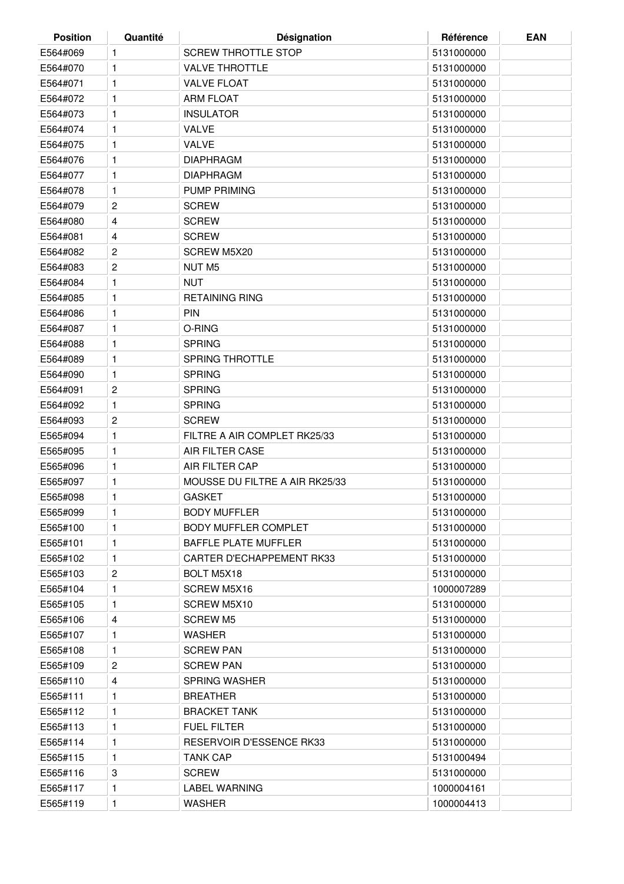| Position | Quantité | Désignation | Référence | EAN |
| --- | --- | --- | --- | --- |
| E564#069 | 1 | SCREW THROTTLE STOP | 5131000000 | |
| E564#070 | 1 | VALVE THROTTLE | 5131000000 | |
| E564#071 | 1 | VALVE FLOAT | 5131000000 | |
| E564#072 | 1 | ARM FLOAT | 5131000000 | |
| E564#073 | 1 | INSULATOR | 5131000000 | |
| E564#074 | 1 | VALVE | 5131000000 | |
| E564#075 | 1 | VALVE | 5131000000 | |
| E564#076 | 1 | DIAPHRAGM | 5131000000 | |
| E564#077 | 1 | DIAPHRAGM | 5131000000 | |
| E564#078 | 1 | PUMP PRIMING | 5131000000 | |
| E564#079 | 2 | SCREW | 5131000000 | |
| E564#080 | 4 | SCREW | 5131000000 | |
| E564#081 | 4 | SCREW | 5131000000 | |
| E564#082 | 2 | SCREW M5X20 | 5131000000 | |
| E564#083 | 2 | NUT M5 | 5131000000 | |
| E564#084 | 1 | NUT | 5131000000 | |
| E564#085 | 1 | RETAINING RING | 5131000000 | |
| E564#086 | 1 | PIN | 5131000000 | |
| E564#087 | 1 | O-RING | 5131000000 | |
| E564#088 | 1 | SPRING | 5131000000 | |
| E564#089 | 1 | SPRING THROTTLE | 5131000000 | |
| E564#090 | 1 | SPRING | 5131000000 | |
| E564#091 | 2 | SPRING | 5131000000 | |
| E564#092 | 1 | SPRING | 5131000000 | |
| E564#093 | 2 | SCREW | 5131000000 | |
| E565#094 | 1 | FILTRE A AIR COMPLET RK25/33 | 5131000000 | |
| E565#095 | 1 | AIR FILTER CASE | 5131000000 | |
| E565#096 | 1 | AIR FILTER CAP | 5131000000 | |
| E565#097 | 1 | MOUSSE DU FILTRE A AIR RK25/33 | 5131000000 | |
| E565#098 | 1 | GASKET | 5131000000 | |
| E565#099 | 1 | BODY MUFFLER | 5131000000 | |
| E565#100 | 1 | BODY MUFFLER COMPLET | 5131000000 | |
| E565#101 | 1 | BAFFLE PLATE MUFFLER | 5131000000 | |
| E565#102 | 1 | CARTER D'ECHAPPEMENT RK33 | 5131000000 | |
| E565#103 | 2 | BOLT M5X18 | 5131000000 | |
| E565#104 | 1 | SCREW M5X16 | 1000007289 | |
| E565#105 | 1 | SCREW M5X10 | 5131000000 | |
| E565#106 | 4 | SCREW M5 | 5131000000 | |
| E565#107 | 1 | WASHER | 5131000000 | |
| E565#108 | 1 | SCREW PAN | 5131000000 | |
| E565#109 | 2 | SCREW PAN | 5131000000 | |
| E565#110 | 4 | SPRING WASHER | 5131000000 | |
| E565#111 | 1 | BREATHER | 5131000000 | |
| E565#112 | 1 | BRACKET TANK | 5131000000 | |
| E565#113 | 1 | FUEL FILTER | 5131000000 | |
| E565#114 | 1 | RESERVOIR D'ESSENCE RK33 | 5131000000 | |
| E565#115 | 1 | TANK CAP | 5131000494 | |
| E565#116 | 3 | SCREW | 5131000000 | |
| E565#117 | 1 | LABEL WARNING | 1000004161 | |
| E565#119 | 1 | WASHER | 1000004413 | |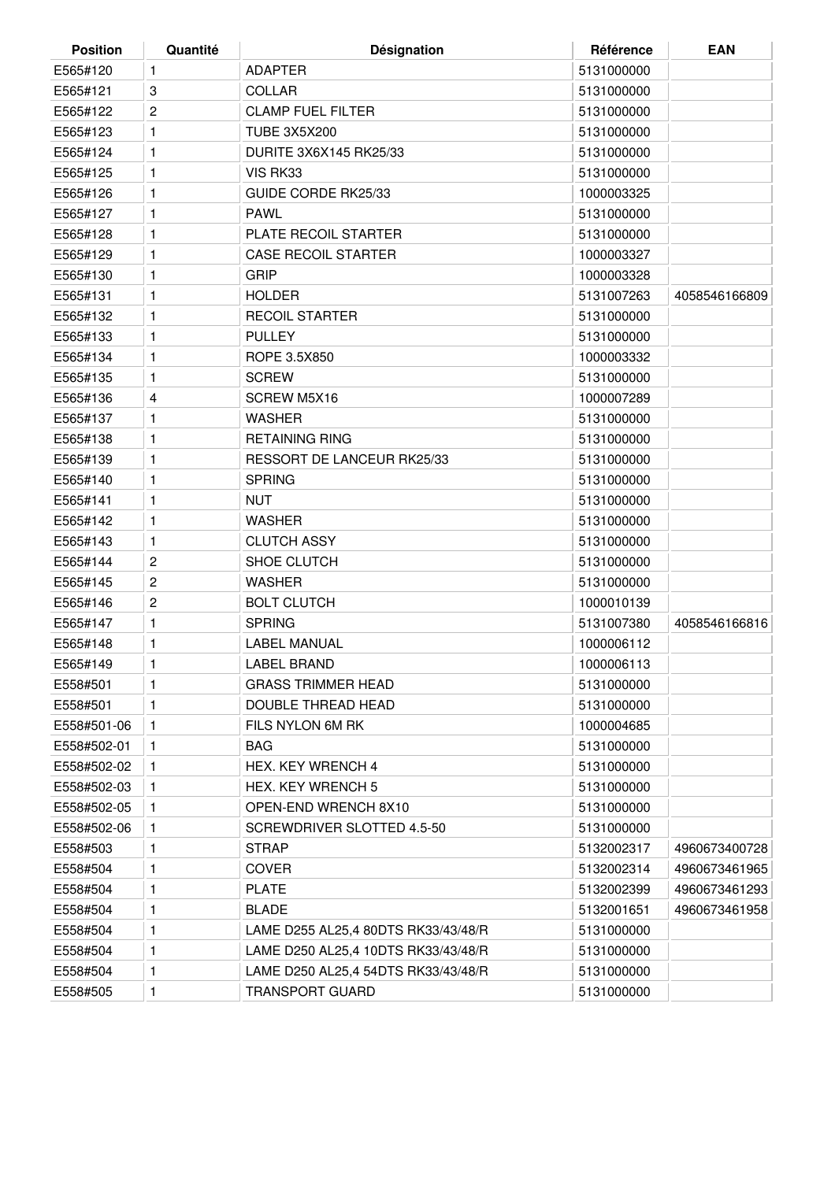| Position | Quantité | Désignation | Référence | EAN |
|---|---|---|---|---|
| E565#120 | 1 | ADAPTER | 5131000000 | |
| E565#121 | 3 | COLLAR | 5131000000 | |
| E565#122 | 2 | CLAMP FUEL FILTER | 5131000000 | |
| E565#123 | 1 | TUBE 3X5X200 | 5131000000 | |
| E565#124 | 1 | DURITE 3X6X145 RK25/33 | 5131000000 | |
| E565#125 | 1 | VIS RK33 | 5131000000 | |
| E565#126 | 1 | GUIDE CORDE RK25/33 | 1000003325 | |
| E565#127 | 1 | PAWL | 5131000000 | |
| E565#128 | 1 | PLATE RECOIL STARTER | 5131000000 | |
| E565#129 | 1 | CASE RECOIL STARTER | 1000003327 | |
| E565#130 | 1 | GRIP | 1000003328 | |
| E565#131 | 1 | HOLDER | 5131007263 | 4058546166809 |
| E565#132 | 1 | RECOIL STARTER | 5131000000 | |
| E565#133 | 1 | PULLEY | 5131000000 | |
| E565#134 | 1 | ROPE 3.5X850 | 1000003332 | |
| E565#135 | 1 | SCREW | 5131000000 | |
| E565#136 | 4 | SCREW M5X16 | 1000007289 | |
| E565#137 | 1 | WASHER | 5131000000 | |
| E565#138 | 1 | RETAINING RING | 5131000000 | |
| E565#139 | 1 | RESSORT DE LANCEUR RK25/33 | 5131000000 | |
| E565#140 | 1 | SPRING | 5131000000 | |
| E565#141 | 1 | NUT | 5131000000 | |
| E565#142 | 1 | WASHER | 5131000000 | |
| E565#143 | 1 | CLUTCH ASSY | 5131000000 | |
| E565#144 | 2 | SHOE CLUTCH | 5131000000 | |
| E565#145 | 2 | WASHER | 5131000000 | |
| E565#146 | 2 | BOLT CLUTCH | 1000010139 | |
| E565#147 | 1 | SPRING | 5131007380 | 4058546166816 |
| E565#148 | 1 | LABEL MANUAL | 1000006112 | |
| E565#149 | 1 | LABEL BRAND | 1000006113 | |
| E558#501 | 1 | GRASS TRIMMER HEAD | 5131000000 | |
| E558#501 | 1 | DOUBLE THREAD HEAD | 5131000000 | |
| E558#501-06 | 1 | FILS NYLON 6M RK | 1000004685 | |
| E558#502-01 | 1 | BAG | 5131000000 | |
| E558#502-02 | 1 | HEX. KEY WRENCH 4 | 5131000000 | |
| E558#502-03 | 1 | HEX. KEY WRENCH 5 | 5131000000 | |
| E558#502-05 | 1 | OPEN-END WRENCH 8X10 | 5131000000 | |
| E558#502-06 | 1 | SCREWDRIVER SLOTTED 4.5-50 | 5131000000 | |
| E558#503 | 1 | STRAP | 5132002317 | 4960673400728 |
| E558#504 | 1 | COVER | 5132002314 | 4960673461965 |
| E558#504 | 1 | PLATE | 5132002399 | 4960673461293 |
| E558#504 | 1 | BLADE | 5132001651 | 4960673461958 |
| E558#504 | 1 | LAME D255 AL25,4 80DTS RK33/43/48/R | 5131000000 | |
| E558#504 | 1 | LAME D250 AL25,4 10DTS RK33/43/48/R | 5131000000 | |
| E558#504 | 1 | LAME D250 AL25,4 54DTS RK33/43/48/R | 5131000000 | |
| E558#505 | 1 | TRANSPORT GUARD | 5131000000 | |